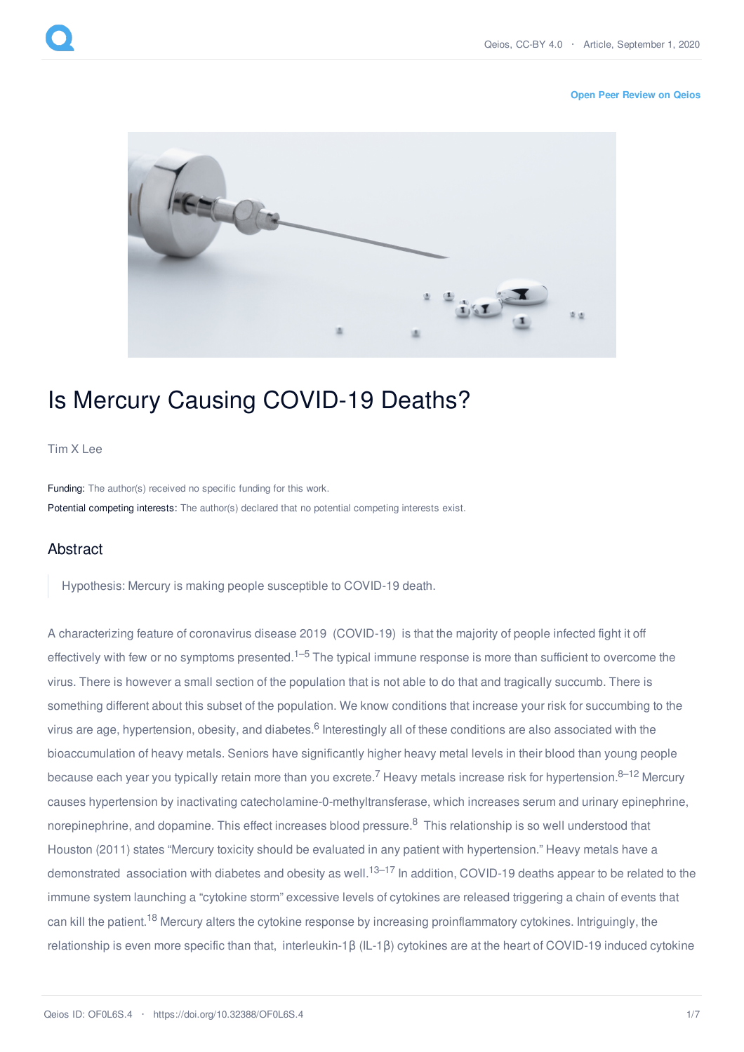# Is Mercury Causing COVID-19 Deaths?

Tim X Lee

**Funding:** The author(s) received no specific funding for this work.

**Potential competing interests:** The author(s) declared that no potential competing interests exist.

## Abstract

> Hypothesis: Mercury is making people susceptible to COVID-19 death.

A characterizing feature of coronavirus disease 2019 (COVID-19) is that the majority of people infected fight it off effectively with few or no symptoms presented.[1–5] The typical immune response is more than sufficient to overcome the virus. There is however a small section of the population that is not able to do that and tragically succumb. There is something different about this subset of the population. We know conditions that increase your risk for succumbing to the virus are age, hypertension, obesity, and diabetes.[6] Interestingly all of these conditions are also associated with the bioaccumulation of heavy metals. Seniors have significantly higher heavy metal levels in their blood than young people because each year you typically retain more than you excrete.[7] Heavy metals increase risk for hypertension.[8–12] Mercury causes hypertension by inactivating catecholamine-0-methyltransferase, which increases serum and urinary epinephrine, norepinephrine, and dopamine. This effect increases blood pressure.[8] This relationship is so well understood that Houston (2011) states "Mercury toxicity should be evaluated in any patient with hypertension." Heavy metals have a demonstrated association with diabetes and obesity as well.[13–17] In addition, COVID-19 deaths appear to be related to the immune system launching a "cytokine storm" excessive levels of cytokines are released triggering a chain of events that can kill the patient.[18] Mercury alters the cytokine response by increasing proinflammatory cytokines. Intriguingly, the relationship is even more specific than that, interleukin-1β (IL-1β) cytokines are at the heart of COVID-19 induced cytokine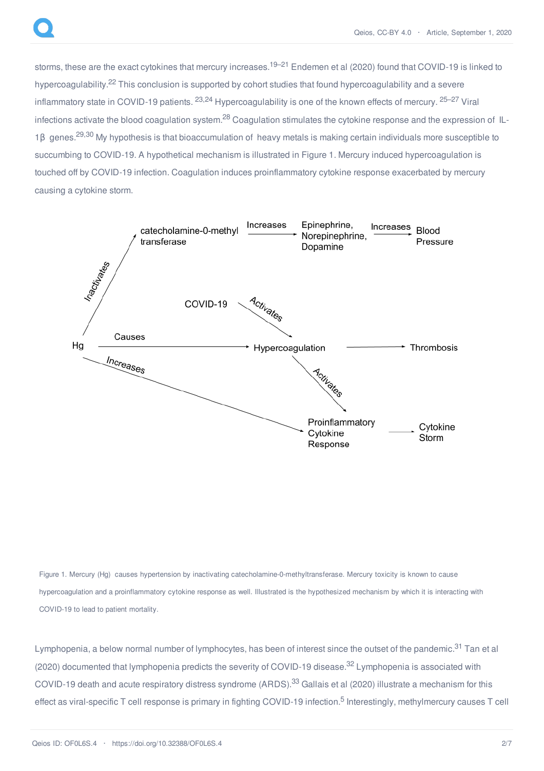storms, these are the exact cytokines that mercury increases.[19–21] Endemen et al (2020) found that COVID-19 is linked to hypercoagulability.[22] This conclusion is supported by cohort studies that found hypercoagulability and a severe inflammatory state in COVID-19 patients. [23,24] Hypercoagulability is one of the known effects of mercury. [25–27] Viral infections activate the blood coagulation system.[28] Coagulation stimulates the cytokine response and the expression of IL-1β genes.[29,30] My hypothesis is that bioaccumulation of heavy metals is making certain individuals more susceptible to succumbing to COVID-19. A hypothetical mechanism is illustrated in Figure 1. Mercury induced hypercoagulation is touched off by COVID-19 infection. Coagulation induces proinflammatory cytokine response exacerbated by mercury causing a cytokine storm.

Figure 1. Mercury (Hg) causes hypertension by inactivating catecholamine-0-methyltransferase. Mercury toxicity is known to cause hypercoagulation and a proinflammatory cytokine response as well. Illustrated is the hypothesized mechanism by which it is interacting with COVID-19 to lead to patient mortality.

Lymphopenia, a below normal number of lymphocytes, has been of interest since the outset of the pandemic.[31] Tan et al (2020) documented that lymphopenia predicts the severity of COVID-19 disease.[32] Lymphopenia is associated with COVID-19 death and acute respiratory distress syndrome (ARDS).[33] Gallais et al (2020) illustrate a mechanism for this effect as viral-specific T cell response is primary in fighting COVID-19 infection.[5] Interestingly, methylmercury causes T cell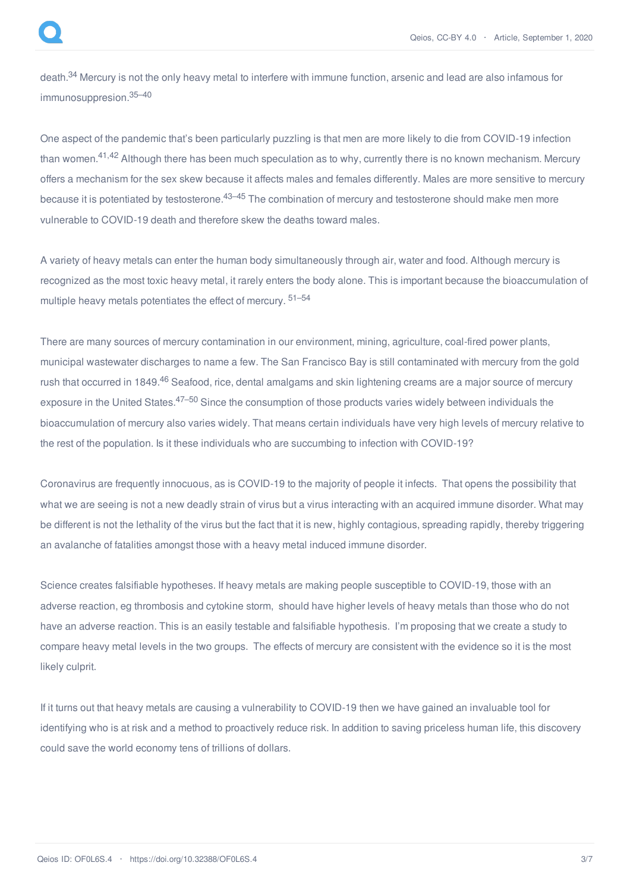death.[34] Mercury is not the only heavy metal to interfere with immune function, arsenic and lead are also infamous for immunosuppresion.[35–40]

One aspect of the pandemic that's been particularly puzzling is that men are more likely to die from COVID-19 infection than women.[41,42] Although there has been much speculation as to why, currently there is no known mechanism. Mercury offers a mechanism for the sex skew because it affects males and females differently. Males are more sensitive to mercury because it is potentiated by testosterone.[43–45] The combination of mercury and testosterone should make men more vulnerable to COVID-19 death and therefore skew the deaths toward males.

A variety of heavy metals can enter the human body simultaneously through air, water and food. Although mercury is recognized as the most toxic heavy metal, it rarely enters the body alone. This is important because the bioaccumulation of multiple heavy metals potentiates the effect of mercury. [51–54]

There are many sources of mercury contamination in our environment, mining, agriculture, coal-fired power plants, municipal wastewater discharges to name a few. The San Francisco Bay is still contaminated with mercury from the gold rush that occurred in 1849.[46] Seafood, rice, dental amalgams and skin lightening creams are a major source of mercury exposure in the United States.[47–50] Since the consumption of those products varies widely between individuals the bioaccumulation of mercury also varies widely. That means certain individuals have very high levels of mercury relative to the rest of the population. Is it these individuals who are succumbing to infection with COVID-19?

Coronavirus are frequently innocuous, as is COVID-19 to the majority of people it infects. That opens the possibility that what we are seeing is not a new deadly strain of virus but a virus interacting with an acquired immune disorder. What may be different is not the lethality of the virus but the fact that it is new, highly contagious, spreading rapidly, thereby triggering an avalanche of fatalities amongst those with a heavy metal induced immune disorder.

Science creates falsifiable hypotheses. If heavy metals are making people susceptible to COVID-19, those with an adverse reaction, eg thrombosis and cytokine storm, should have higher levels of heavy metals than those who do not have an adverse reaction. This is an easily testable and falsifiable hypothesis. I'm proposing that we create a study to compare heavy metal levels in the two groups. The effects of mercury are consistent with the evidence so it is the most likely culprit.

If it turns out that heavy metals are causing a vulnerability to COVID-19 then we have gained an invaluable tool for identifying who is at risk and a method to proactively reduce risk. In addition to saving priceless human life, this discovery could save the world economy tens of trillions of dollars.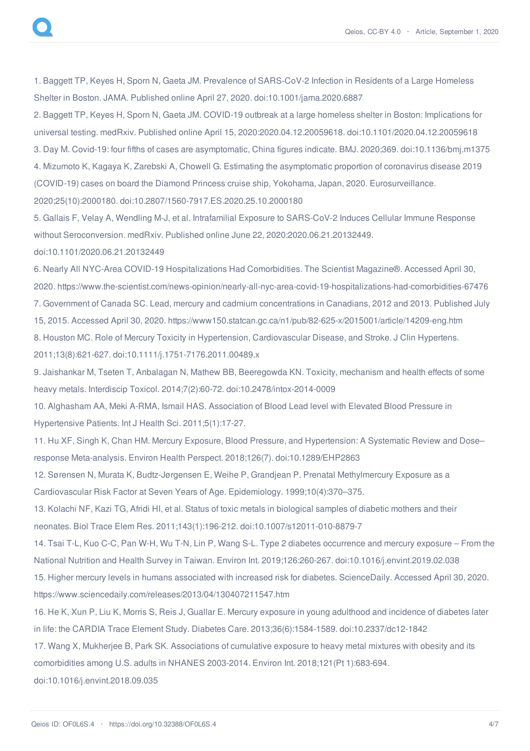1. Baggett TP, Keyes H, Sporn N, Gaeta JM. Prevalence of SARS-CoV-2 Infection in Residents of a Large Homeless Shelter in Boston. JAMA. Published online April 27, 2020. doi:10.1001/jama.2020.6887

2. Baggett TP, Keyes H, Sporn N, Gaeta JM. COVID-19 outbreak at a large homeless shelter in Boston: Implications for universal testing. medRxiv. Published online April 15, 2020:2020.04.12.20059618. doi:10.1101/2020.04.12.20059618

3. Day M. Covid-19: four fifths of cases are asymptomatic, China figures indicate. BMJ. 2020;369. doi:10.1136/bmj.m1375

4. Mizumoto K, Kagaya K, Zarebski A, Chowell G. Estimating the asymptomatic proportion of coronavirus disease 2019 (COVID-19) cases on board the Diamond Princess cruise ship, Yokohama, Japan, 2020. Eurosurveillance. 2020;25(10):2000180. doi:10.2807/1560-7917.ES.2020.25.10.2000180

5. Gallais F, Velay A, Wendling M-J, et al. Intrafamilial Exposure to SARS-CoV-2 Induces Cellular Immune Response without Seroconversion. medRxiv. Published online June 22, 2020:2020.06.21.20132449. doi:10.1101/2020.06.21.20132449

6. Nearly All NYC-Area COVID-19 Hospitalizations Had Comorbidities. The Scientist Magazine®. Accessed April 30, 2020. https://www.the-scientist.com/news-opinion/nearly-all-nyc-area-covid-19-hospitalizations-had-comorbidities-67476

7. Government of Canada SC. Lead, mercury and cadmium concentrations in Canadians, 2012 and 2013. Published July 15, 2015. Accessed April 30, 2020. https://www150.statcan.gc.ca/n1/pub/82-625-x/2015001/article/14209-eng.htm

8. Houston MC. Role of Mercury Toxicity in Hypertension, Cardiovascular Disease, and Stroke. J Clin Hypertens. 2011;13(8):621-627. doi:10.1111/j.1751-7176.2011.00489.x

9. Jaishankar M, Tseten T, Anbalagan N, Mathew BB, Beeregowda KN. Toxicity, mechanism and health effects of some heavy metals. Interdiscip Toxicol. 2014;7(2):60-72. doi:10.2478/intox-2014-0009

10. Alghasham AA, Meki A-RMA, Ismail HAS. Association of Blood Lead level with Elevated Blood Pressure in Hypertensive Patients. Int J Health Sci. 2011;5(1):17-27.

11. Hu XF, Singh K, Chan HM. Mercury Exposure, Blood Pressure, and Hypertension: A Systematic Review and Dose–response Meta-analysis. Environ Health Perspect. 2018;126(7). doi:10.1289/EHP2863

12. Sørensen N, Murata K, Budtz-Jørgensen E, Weihe P, Grandjean P. Prenatal Methylmercury Exposure as a Cardiovascular Risk Factor at Seven Years of Age. Epidemiology. 1999;10(4):370–375.

13. Kolachi NF, Kazi TG, Afridi HI, et al. Status of toxic metals in biological samples of diabetic mothers and their neonates. Biol Trace Elem Res. 2011;143(1):196-212. doi:10.1007/s12011-010-8879-7

14. Tsai T-L, Kuo C-C, Pan W-H, Wu T-N, Lin P, Wang S-L. Type 2 diabetes occurrence and mercury exposure – From the National Nutrition and Health Survey in Taiwan. Environ Int. 2019;126:260-267. doi:10.1016/j.envint.2019.02.038

15. Higher mercury levels in humans associated with increased risk for diabetes. ScienceDaily. Accessed April 30, 2020. https://www.sciencedaily.com/releases/2013/04/130407211547.htm

16. He K, Xun P, Liu K, Morris S, Reis J, Guallar E. Mercury exposure in young adulthood and incidence of diabetes later in life: the CARDIA Trace Element Study. Diabetes Care. 2013;36(6):1584-1589. doi:10.2337/dc12-1842

17. Wang X, Mukherjee B, Park SK. Associations of cumulative exposure to heavy metal mixtures with obesity and its comorbidities among U.S. adults in NHANES 2003-2014. Environ Int. 2018;121(Pt 1):683-694. doi:10.1016/j.envint.2018.09.035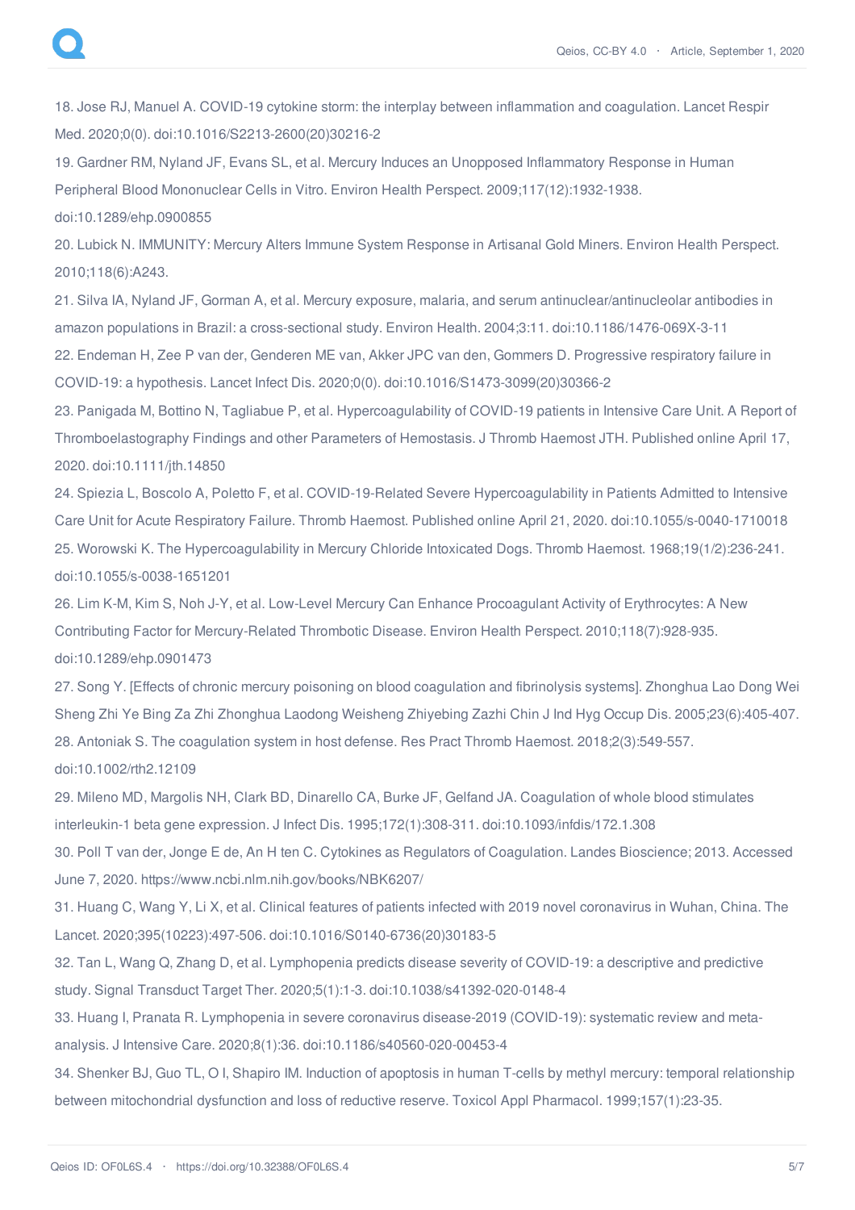18. Jose RJ, Manuel A. COVID-19 cytokine storm: the interplay between inflammation and coagulation. Lancet Respir Med. 2020;0(0). doi:10.1016/S2213-2600(20)30216-2

19. Gardner RM, Nyland JF, Evans SL, et al. Mercury Induces an Unopposed Inflammatory Response in Human Peripheral Blood Mononuclear Cells in Vitro. Environ Health Perspect. 2009;117(12):1932-1938. doi:10.1289/ehp.0900855

20. Lubick N. IMMUNITY: Mercury Alters Immune System Response in Artisanal Gold Miners. Environ Health Perspect. 2010;118(6):A243.

21. Silva IA, Nyland JF, Gorman A, et al. Mercury exposure, malaria, and serum antinuclear/antinucleolar antibodies in amazon populations in Brazil: a cross-sectional study. Environ Health. 2004;3:11. doi:10.1186/1476-069X-3-11

22. Endeman H, Zee P van der, Genderen ME van, Akker JPC van den, Gommers D. Progressive respiratory failure in COVID-19: a hypothesis. Lancet Infect Dis. 2020;0(0). doi:10.1016/S1473-3099(20)30366-2

23. Panigada M, Bottino N, Tagliabue P, et al. Hypercoagulability of COVID-19 patients in Intensive Care Unit. A Report of Thromboelastography Findings and other Parameters of Hemostasis. J Thromb Haemost JTH. Published online April 17, 2020. doi:10.1111/jth.14850

24. Spiezia L, Boscolo A, Poletto F, et al. COVID-19-Related Severe Hypercoagulability in Patients Admitted to Intensive Care Unit for Acute Respiratory Failure. Thromb Haemost. Published online April 21, 2020. doi:10.1055/s-0040-1710018

25. Worowski K. The Hypercoagulability in Mercury Chloride Intoxicated Dogs. Thromb Haemost. 1968;19(1/2):236-241. doi:10.1055/s-0038-1651201

26. Lim K-M, Kim S, Noh J-Y, et al. Low-Level Mercury Can Enhance Procoagulant Activity of Erythrocytes: A New Contributing Factor for Mercury-Related Thrombotic Disease. Environ Health Perspect. 2010;118(7):928-935. doi:10.1289/ehp.0901473

27. Song Y. [Effects of chronic mercury poisoning on blood coagulation and fibrinolysis systems]. Zhonghua Lao Dong Wei Sheng Zhi Ye Bing Za Zhi Zhonghua Laodong Weisheng Zhiyebing Zazhi Chin J Ind Hyg Occup Dis. 2005;23(6):405-407.

28. Antoniak S. The coagulation system in host defense. Res Pract Thromb Haemost. 2018;2(3):549-557. doi:10.1002/rth2.12109

29. Mileno MD, Margolis NH, Clark BD, Dinarello CA, Burke JF, Gelfand JA. Coagulation of whole blood stimulates interleukin-1 beta gene expression. J Infect Dis. 1995;172(1):308-311. doi:10.1093/infdis/172.1.308

30. Poll T van der, Jonge E de, An H ten C. Cytokines as Regulators of Coagulation. Landes Bioscience; 2013. Accessed June 7, 2020. https://www.ncbi.nlm.nih.gov/books/NBK6207/

31. Huang C, Wang Y, Li X, et al. Clinical features of patients infected with 2019 novel coronavirus in Wuhan, China. The Lancet. 2020;395(10223):497-506. doi:10.1016/S0140-6736(20)30183-5

32. Tan L, Wang Q, Zhang D, et al. Lymphopenia predicts disease severity of COVID-19: a descriptive and predictive study. Signal Transduct Target Ther. 2020;5(1):1-3. doi:10.1038/s41392-020-0148-4

33. Huang I, Pranata R. Lymphopenia in severe coronavirus disease-2019 (COVID-19): systematic review and meta-analysis. J Intensive Care. 2020;8(1):36. doi:10.1186/s40560-020-00453-4

34. Shenker BJ, Guo TL, O I, Shapiro IM. Induction of apoptosis in human T-cells by methyl mercury: temporal relationship between mitochondrial dysfunction and loss of reductive reserve. Toxicol Appl Pharmacol. 1999;157(1):23-35.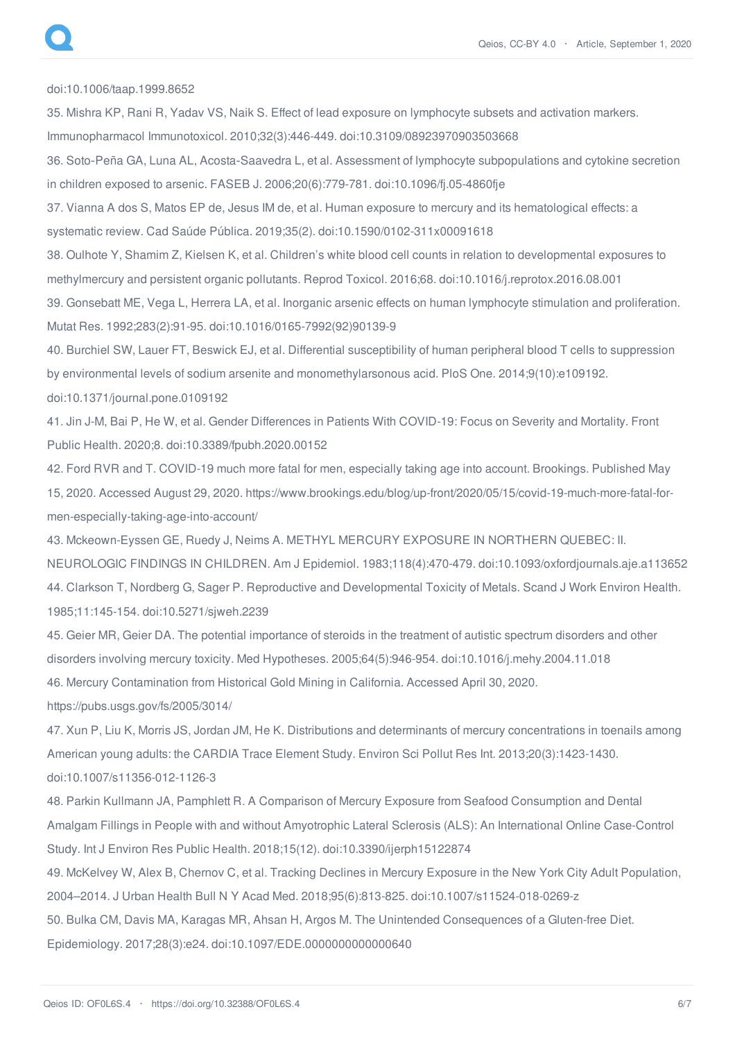doi:10.1006/taap.1999.8652

35. Mishra KP, Rani R, Yadav VS, Naik S. Effect of lead exposure on lymphocyte subsets and activation markers. Immunopharmacol Immunotoxicol. 2010;32(3):446-449. doi:10.3109/08923970903503668

36. Soto-Peña GA, Luna AL, Acosta-Saavedra L, et al. Assessment of lymphocyte subpopulations and cytokine secretion in children exposed to arsenic. FASEB J. 2006;20(6):779-781. doi:10.1096/fj.05-4860fje

37. Vianna A dos S, Matos EP de, Jesus IM de, et al. Human exposure to mercury and its hematological effects: a systematic review. Cad Saúde Pública. 2019;35(2). doi:10.1590/0102-311x00091618

38. Oulhote Y, Shamim Z, Kielsen K, et al. Children's white blood cell counts in relation to developmental exposures to methylmercury and persistent organic pollutants. Reprod Toxicol. 2016;68. doi:10.1016/j.reprotox.2016.08.001

39. Gonsebatt ME, Vega L, Herrera LA, et al. Inorganic arsenic effects on human lymphocyte stimulation and proliferation. Mutat Res. 1992;283(2):91-95. doi:10.1016/0165-7992(92)90139-9

40. Burchiel SW, Lauer FT, Beswick EJ, et al. Differential susceptibility of human peripheral blood T cells to suppression by environmental levels of sodium arsenite and monomethylarsonous acid. PloS One. 2014;9(10):e109192. doi:10.1371/journal.pone.0109192

41. Jin J-M, Bai P, He W, et al. Gender Differences in Patients With COVID-19: Focus on Severity and Mortality. Front Public Health. 2020;8. doi:10.3389/fpubh.2020.00152

42. Ford RVR and T. COVID-19 much more fatal for men, especially taking age into account. Brookings. Published May 15, 2020. Accessed August 29, 2020. https://www.brookings.edu/blog/up-front/2020/05/15/covid-19-much-more-fatal-for-men-especially-taking-age-into-account/

43. Mckeown-Eyssen GE, Ruedy J, Neims A. METHYL MERCURY EXPOSURE IN NORTHERN QUEBEC: II. NEUROLOGIC FINDINGS IN CHILDREN. Am J Epidemiol. 1983;118(4):470-479. doi:10.1093/oxfordjournals.aje.a113652

44. Clarkson T, Nordberg G, Sager P. Reproductive and Developmental Toxicity of Metals. Scand J Work Environ Health. 1985;11:145-154. doi:10.5271/sjweh.2239

45. Geier MR, Geier DA. The potential importance of steroids in the treatment of autistic spectrum disorders and other disorders involving mercury toxicity. Med Hypotheses. 2005;64(5):946-954. doi:10.1016/j.mehy.2004.11.018

46. Mercury Contamination from Historical Gold Mining in California. Accessed April 30, 2020. https://pubs.usgs.gov/fs/2005/3014/

47. Xun P, Liu K, Morris JS, Jordan JM, He K. Distributions and determinants of mercury concentrations in toenails among American young adults: the CARDIA Trace Element Study. Environ Sci Pollut Res Int. 2013;20(3):1423-1430. doi:10.1007/s11356-012-1126-3

48. Parkin Kullmann JA, Pamphlett R. A Comparison of Mercury Exposure from Seafood Consumption and Dental Amalgam Fillings in People with and without Amyotrophic Lateral Sclerosis (ALS): An International Online Case-Control Study. Int J Environ Res Public Health. 2018;15(12). doi:10.3390/ijerph15122874

49. McKelvey W, Alex B, Chernov C, et al. Tracking Declines in Mercury Exposure in the New York City Adult Population, 2004–2014. J Urban Health Bull N Y Acad Med. 2018;95(6):813-825. doi:10.1007/s11524-018-0269-z

50. Bulka CM, Davis MA, Karagas MR, Ahsan H, Argos M. The Unintended Consequences of a Gluten-free Diet. Epidemiology. 2017;28(3):e24. doi:10.1097/EDE.0000000000000640